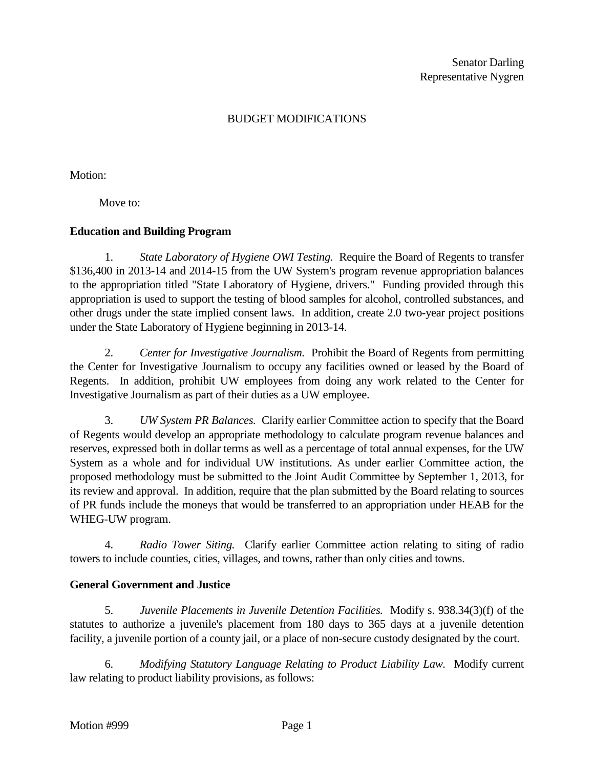Senator Darling
Representative Nygren

BUDGET MODIFICATIONS

Motion:

Move to:

**Education and Building Program**

1. *State Laboratory of Hygiene OWI Testing.* Require the Board of Regents to transfer $136,400 in 2013-14 and 2014-15 from the UW System's program revenue appropriation balances to the appropriation titled "State Laboratory of Hygiene, drivers." Funding provided through this appropriation is used to support the testing of blood samples for alcohol, controlled substances, and other drugs under the state implied consent laws. In addition, create 2.0 two-year project positions under the State Laboratory of Hygiene beginning in 2013-14.

2. *Center for Investigative Journalism.* Prohibit the Board of Regents from permitting the Center for Investigative Journalism to occupy any facilities owned or leased by the Board of Regents. In addition, prohibit UW employees from doing any work related to the Center for Investigative Journalism as part of their duties as a UW employee.

3. *UW System PR Balances.* Clarify earlier Committee action to specify that the Board of Regents would develop an appropriate methodology to calculate program revenue balances and reserves, expressed both in dollar terms as well as a percentage of total annual expenses, for the UW System as a whole and for individual UW institutions. As under earlier Committee action, the proposed methodology must be submitted to the Joint Audit Committee by September 1, 2013, for its review and approval. In addition, require that the plan submitted by the Board relating to sources of PR funds include the moneys that would be transferred to an appropriation under HEAB for the WHEG-UW program.

4. *Radio Tower Siting.* Clarify earlier Committee action relating to siting of radio towers to include counties, cities, villages, and towns, rather than only cities and towns.

**General Government and Justice**

5. *Juvenile Placements in Juvenile Detention Facilities.* Modify s. 938.34(3)(f) of the statutes to authorize a juvenile's placement from 180 days to 365 days at a juvenile detention facility, a juvenile portion of a county jail, or a place of non-secure custody designated by the court.

6. *Modifying Statutory Language Relating to Product Liability Law.* Modify current law relating to product liability provisions, as follows:

Motion #999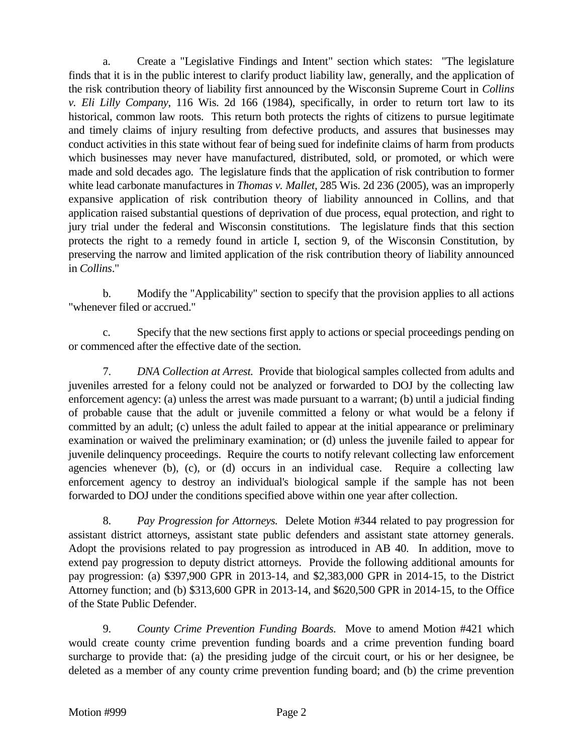a. Create a "Legislative Findings and Intent" section which states: "The legislature finds that it is in the public interest to clarify product liability law, generally, and the application of the risk contribution theory of liability first announced by the Wisconsin Supreme Court in *Collins v. Eli Lilly Company*, 116 Wis. 2d 166 (1984), specifically, in order to return tort law to its historical, common law roots. This return both protects the rights of citizens to pursue legitimate and timely claims of injury resulting from defective products, and assures that businesses may conduct activities in this state without fear of being sued for indefinite claims of harm from products which businesses may never have manufactured, distributed, sold, or promoted, or which were made and sold decades ago. The legislature finds that the application of risk contribution to former white lead carbonate manufactures in *Thomas v. Mallet*, 285 Wis. 2d 236 (2005), was an improperly expansive application of risk contribution theory of liability announced in Collins, and that application raised substantial questions of deprivation of due process, equal protection, and right to jury trial under the federal and Wisconsin constitutions. The legislature finds that this section protects the right to a remedy found in article I, section 9, of the Wisconsin Constitution, by preserving the narrow and limited application of the risk contribution theory of liability announced in *Collins*."

b. Modify the "Applicability" section to specify that the provision applies to all actions "whenever filed or accrued."

c. Specify that the new sections first apply to actions or special proceedings pending on or commenced after the effective date of the section.

7. *DNA Collection at Arrest.* Provide that biological samples collected from adults and juveniles arrested for a felony could not be analyzed or forwarded to DOJ by the collecting law enforcement agency: (a) unless the arrest was made pursuant to a warrant; (b) until a judicial finding of probable cause that the adult or juvenile committed a felony or what would be a felony if committed by an adult; (c) unless the adult failed to appear at the initial appearance or preliminary examination or waived the preliminary examination; or (d) unless the juvenile failed to appear for juvenile delinquency proceedings. Require the courts to notify relevant collecting law enforcement agencies whenever (b), (c), or (d) occurs in an individual case. Require a collecting law enforcement agency to destroy an individual's biological sample if the sample has not been forwarded to DOJ under the conditions specified above within one year after collection.

8. *Pay Progression for Attorneys.* Delete Motion #344 related to pay progression for assistant district attorneys, assistant state public defenders and assistant state attorney generals. Adopt the provisions related to pay progression as introduced in AB 40. In addition, move to extend pay progression to deputy district attorneys. Provide the following additional amounts for pay progression: (a) $397,900 GPR in 2013-14, and $2,383,000 GPR in 2014-15, to the District Attorney function; and (b) $313,600 GPR in 2013-14, and $620,500 GPR in 2014-15, to the Office of the State Public Defender.

9. *County Crime Prevention Funding Boards.* Move to amend Motion #421 which would create county crime prevention funding boards and a crime prevention funding board surcharge to provide that: (a) the presiding judge of the circuit court, or his or her designee, be deleted as a member of any county crime prevention funding board; and (b) the crime prevention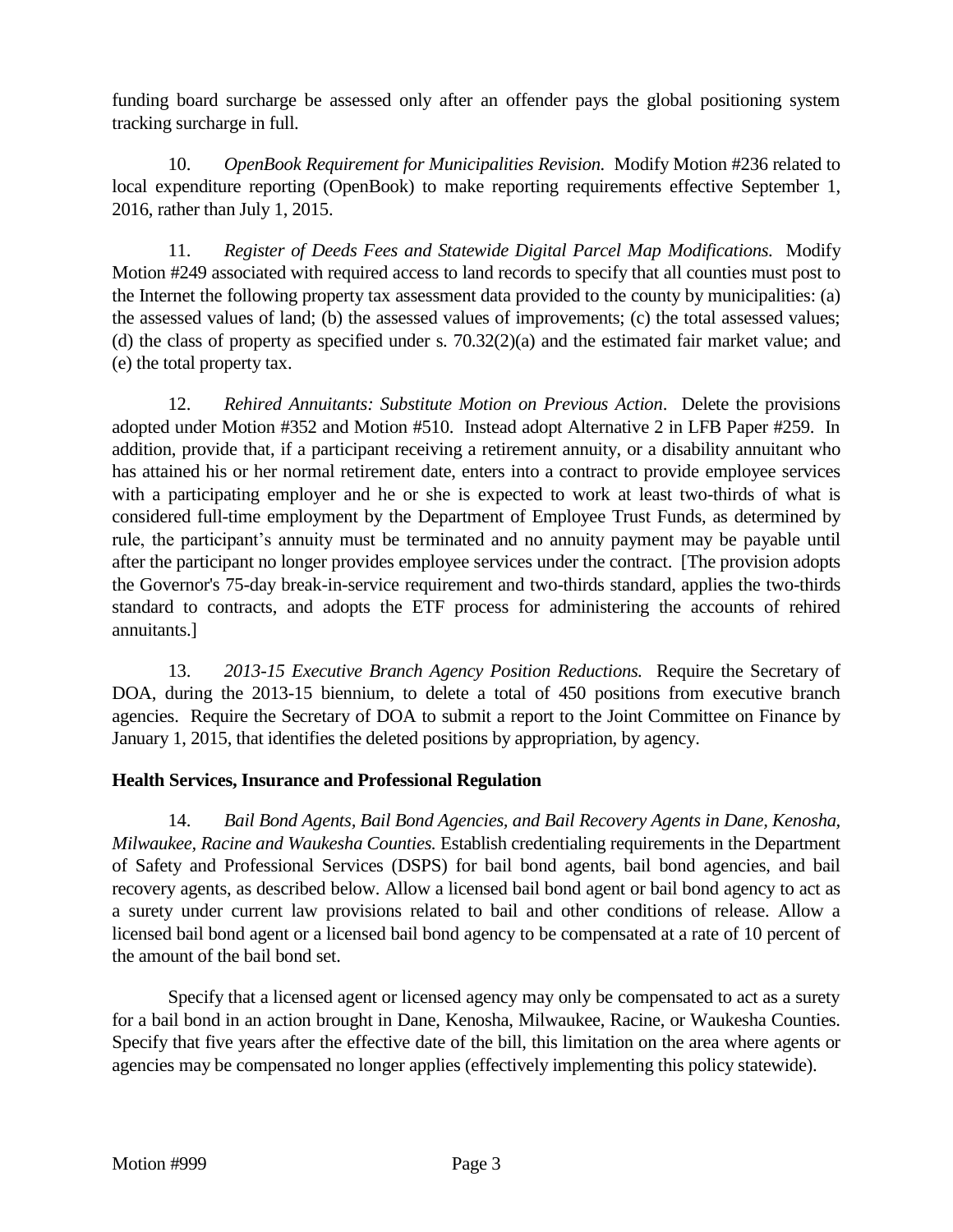funding board surcharge be assessed only after an offender pays the global positioning system tracking surcharge in full.

10. *OpenBook Requirement for Municipalities Revision.* Modify Motion #236 related to local expenditure reporting (OpenBook) to make reporting requirements effective September 1, 2016, rather than July 1, 2015.

11. *Register of Deeds Fees and Statewide Digital Parcel Map Modifications.* Modify Motion #249 associated with required access to land records to specify that all counties must post to the Internet the following property tax assessment data provided to the county by municipalities: (a) the assessed values of land; (b) the assessed values of improvements; (c) the total assessed values; (d) the class of property as specified under s. 70.32(2)(a) and the estimated fair market value; and (e) the total property tax.

12. *Rehired Annuitants: Substitute Motion on Previous Action*. Delete the provisions adopted under Motion #352 and Motion #510. Instead adopt Alternative 2 in LFB Paper #259. In addition, provide that, if a participant receiving a retirement annuity, or a disability annuitant who has attained his or her normal retirement date, enters into a contract to provide employee services with a participating employer and he or she is expected to work at least two-thirds of what is considered full-time employment by the Department of Employee Trust Funds, as determined by rule, the participant's annuity must be terminated and no annuity payment may be payable until after the participant no longer provides employee services under the contract. [The provision adopts the Governor's 75-day break-in-service requirement and two-thirds standard, applies the two-thirds standard to contracts, and adopts the ETF process for administering the accounts of rehired annuitants.]

13. *2013-15 Executive Branch Agency Position Reductions.* Require the Secretary of DOA, during the 2013-15 biennium, to delete a total of 450 positions from executive branch agencies. Require the Secretary of DOA to submit a report to the Joint Committee on Finance by January 1, 2015, that identifies the deleted positions by appropriation, by agency.

**Health Services, Insurance and Professional Regulation**

14. *Bail Bond Agents, Bail Bond Agencies, and Bail Recovery Agents in Dane, Kenosha, Milwaukee, Racine and Waukesha Counties.* Establish credentialing requirements in the Department of Safety and Professional Services (DSPS) for bail bond agents, bail bond agencies, and bail recovery agents, as described below. Allow a licensed bail bond agent or bail bond agency to act as a surety under current law provisions related to bail and other conditions of release. Allow a licensed bail bond agent or a licensed bail bond agency to be compensated at a rate of 10 percent of the amount of the bail bond set.

Specify that a licensed agent or licensed agency may only be compensated to act as a surety for a bail bond in an action brought in Dane, Kenosha, Milwaukee, Racine, or Waukesha Counties. Specify that five years after the effective date of the bill, this limitation on the area where agents or agencies may be compensated no longer applies (effectively implementing this policy statewide).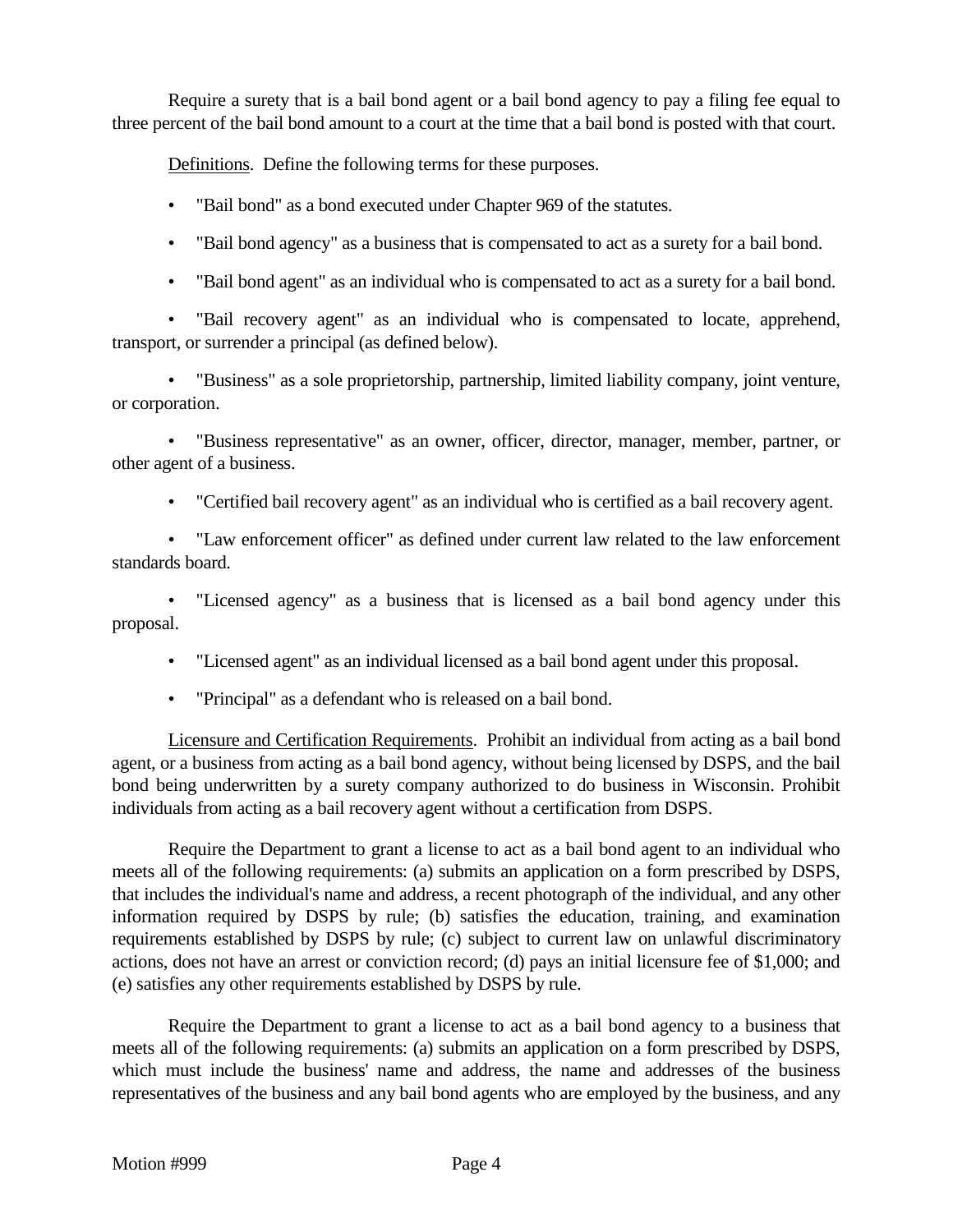Require a surety that is a bail bond agent or a bail bond agency to pay a filing fee equal to three percent of the bail bond amount to a court at the time that a bail bond is posted with that court.

Definitions. Define the following terms for these purposes.

- "Bail bond" as a bond executed under Chapter 969 of the statutes.
- "Bail bond agency" as a business that is compensated to act as a surety for a bail bond.
- "Bail bond agent" as an individual who is compensated to act as a surety for a bail bond.
- "Bail recovery agent" as an individual who is compensated to locate, apprehend, transport, or surrender a principal (as defined below).
- "Business" as a sole proprietorship, partnership, limited liability company, joint venture, or corporation.
- "Business representative" as an owner, officer, director, manager, member, partner, or other agent of a business.
- "Certified bail recovery agent" as an individual who is certified as a bail recovery agent.
- "Law enforcement officer" as defined under current law related to the law enforcement standards board.
- "Licensed agency" as a business that is licensed as a bail bond agency under this proposal.
- "Licensed agent" as an individual licensed as a bail bond agent under this proposal.
- "Principal" as a defendant who is released on a bail bond.

Licensure and Certification Requirements. Prohibit an individual from acting as a bail bond agent, or a business from acting as a bail bond agency, without being licensed by DSPS, and the bail bond being underwritten by a surety company authorized to do business in Wisconsin. Prohibit individuals from acting as a bail recovery agent without a certification from DSPS.

Require the Department to grant a license to act as a bail bond agent to an individual who meets all of the following requirements: (a) submits an application on a form prescribed by DSPS, that includes the individual's name and address, a recent photograph of the individual, and any other information required by DSPS by rule; (b) satisfies the education, training, and examination requirements established by DSPS by rule; (c) subject to current law on unlawful discriminatory actions, does not have an arrest or conviction record; (d) pays an initial licensure fee of $1,000; and (e) satisfies any other requirements established by DSPS by rule.

Require the Department to grant a license to act as a bail bond agency to a business that meets all of the following requirements: (a) submits an application on a form prescribed by DSPS, which must include the business' name and address, the name and addresses of the business representatives of the business and any bail bond agents who are employed by the business, and any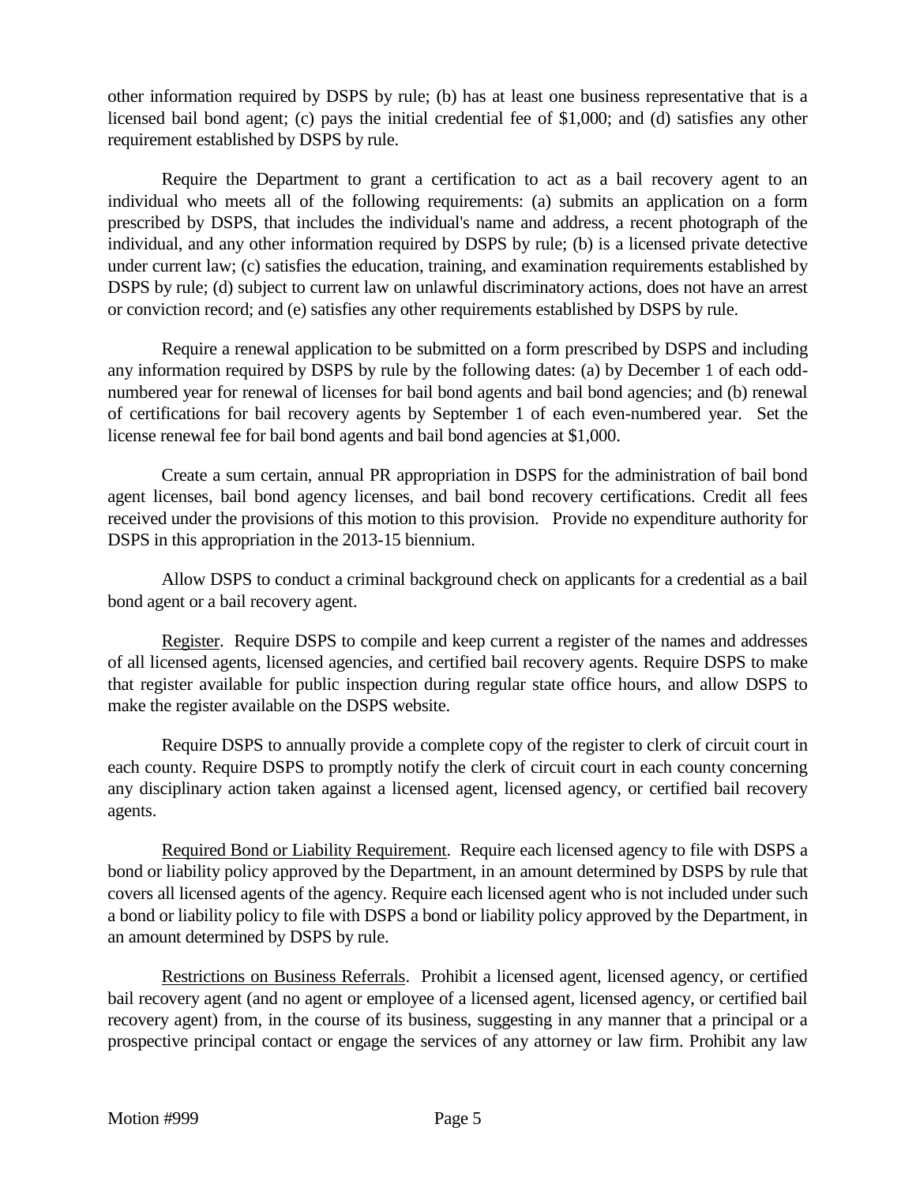other information required by DSPS by rule; (b) has at least one business representative that is a licensed bail bond agent; (c) pays the initial credential fee of $1,000; and (d) satisfies any other requirement established by DSPS by rule.

Require the Department to grant a certification to act as a bail recovery agent to an individual who meets all of the following requirements: (a) submits an application on a form prescribed by DSPS, that includes the individual's name and address, a recent photograph of the individual, and any other information required by DSPS by rule; (b) is a licensed private detective under current law; (c) satisfies the education, training, and examination requirements established by DSPS by rule; (d) subject to current law on unlawful discriminatory actions, does not have an arrest or conviction record; and (e) satisfies any other requirements established by DSPS by rule.

Require a renewal application to be submitted on a form prescribed by DSPS and including any information required by DSPS by rule by the following dates: (a) by December 1 of each odd-numbered year for renewal of licenses for bail bond agents and bail bond agencies; and (b) renewal of certifications for bail recovery agents by September 1 of each even-numbered year. Set the license renewal fee for bail bond agents and bail bond agencies at $1,000.

Create a sum certain, annual PR appropriation in DSPS for the administration of bail bond agent licenses, bail bond agency licenses, and bail bond recovery certifications. Credit all fees received under the provisions of this motion to this provision. Provide no expenditure authority for DSPS in this appropriation in the 2013-15 biennium.

Allow DSPS to conduct a criminal background check on applicants for a credential as a bail bond agent or a bail recovery agent.

Register. Require DSPS to compile and keep current a register of the names and addresses of all licensed agents, licensed agencies, and certified bail recovery agents. Require DSPS to make that register available for public inspection during regular state office hours, and allow DSPS to make the register available on the DSPS website.

Require DSPS to annually provide a complete copy of the register to clerk of circuit court in each county. Require DSPS to promptly notify the clerk of circuit court in each county concerning any disciplinary action taken against a licensed agent, licensed agency, or certified bail recovery agents.

Required Bond or Liability Requirement. Require each licensed agency to file with DSPS a bond or liability policy approved by the Department, in an amount determined by DSPS by rule that covers all licensed agents of the agency. Require each licensed agent who is not included under such a bond or liability policy to file with DSPS a bond or liability policy approved by the Department, in an amount determined by DSPS by rule.

Restrictions on Business Referrals. Prohibit a licensed agent, licensed agency, or certified bail recovery agent (and no agent or employee of a licensed agent, licensed agency, or certified bail recovery agent) from, in the course of its business, suggesting in any manner that a principal or a prospective principal contact or engage the services of any attorney or law firm. Prohibit any law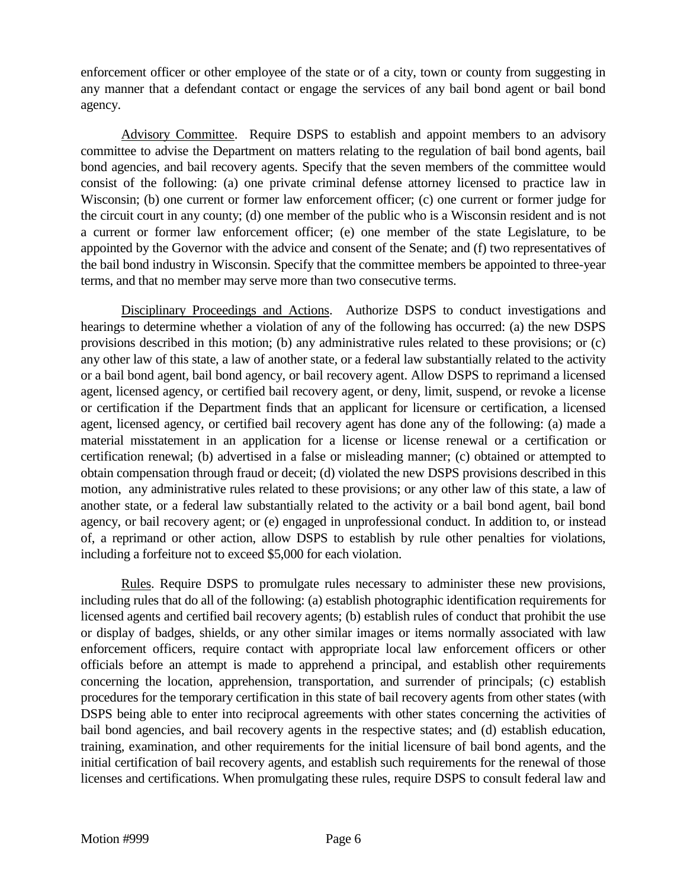enforcement officer or other employee of the state or of a city, town or county from suggesting in any manner that a defendant contact or engage the services of any bail bond agent or bail bond agency.

Advisory Committee. Require DSPS to establish and appoint members to an advisory committee to advise the Department on matters relating to the regulation of bail bond agents, bail bond agencies, and bail recovery agents. Specify that the seven members of the committee would consist of the following: (a) one private criminal defense attorney licensed to practice law in Wisconsin; (b) one current or former law enforcement officer; (c) one current or former judge for the circuit court in any county; (d) one member of the public who is a Wisconsin resident and is not a current or former law enforcement officer; (e) one member of the state Legislature, to be appointed by the Governor with the advice and consent of the Senate; and (f) two representatives of the bail bond industry in Wisconsin. Specify that the committee members be appointed to three-year terms, and that no member may serve more than two consecutive terms.

Disciplinary Proceedings and Actions. Authorize DSPS to conduct investigations and hearings to determine whether a violation of any of the following has occurred: (a) the new DSPS provisions described in this motion; (b) any administrative rules related to these provisions; or (c) any other law of this state, a law of another state, or a federal law substantially related to the activity or a bail bond agent, bail bond agency, or bail recovery agent. Allow DSPS to reprimand a licensed agent, licensed agency, or certified bail recovery agent, or deny, limit, suspend, or revoke a license or certification if the Department finds that an applicant for licensure or certification, a licensed agent, licensed agency, or certified bail recovery agent has done any of the following: (a) made a material misstatement in an application for a license or license renewal or a certification or certification renewal; (b) advertised in a false or misleading manner; (c) obtained or attempted to obtain compensation through fraud or deceit; (d) violated the new DSPS provisions described in this motion, any administrative rules related to these provisions; or any other law of this state, a law of another state, or a federal law substantially related to the activity or a bail bond agent, bail bond agency, or bail recovery agent; or (e) engaged in unprofessional conduct. In addition to, or instead of, a reprimand or other action, allow DSPS to establish by rule other penalties for violations, including a forfeiture not to exceed $5,000 for each violation.

Rules. Require DSPS to promulgate rules necessary to administer these new provisions, including rules that do all of the following: (a) establish photographic identification requirements for licensed agents and certified bail recovery agents; (b) establish rules of conduct that prohibit the use or display of badges, shields, or any other similar images or items normally associated with law enforcement officers, require contact with appropriate local law enforcement officers or other officials before an attempt is made to apprehend a principal, and establish other requirements concerning the location, apprehension, transportation, and surrender of principals; (c) establish procedures for the temporary certification in this state of bail recovery agents from other states (with DSPS being able to enter into reciprocal agreements with other states concerning the activities of bail bond agencies, and bail recovery agents in the respective states; and (d) establish education, training, examination, and other requirements for the initial licensure of bail bond agents, and the initial certification of bail recovery agents, and establish such requirements for the renewal of those licenses and certifications. When promulgating these rules, require DSPS to consult federal law and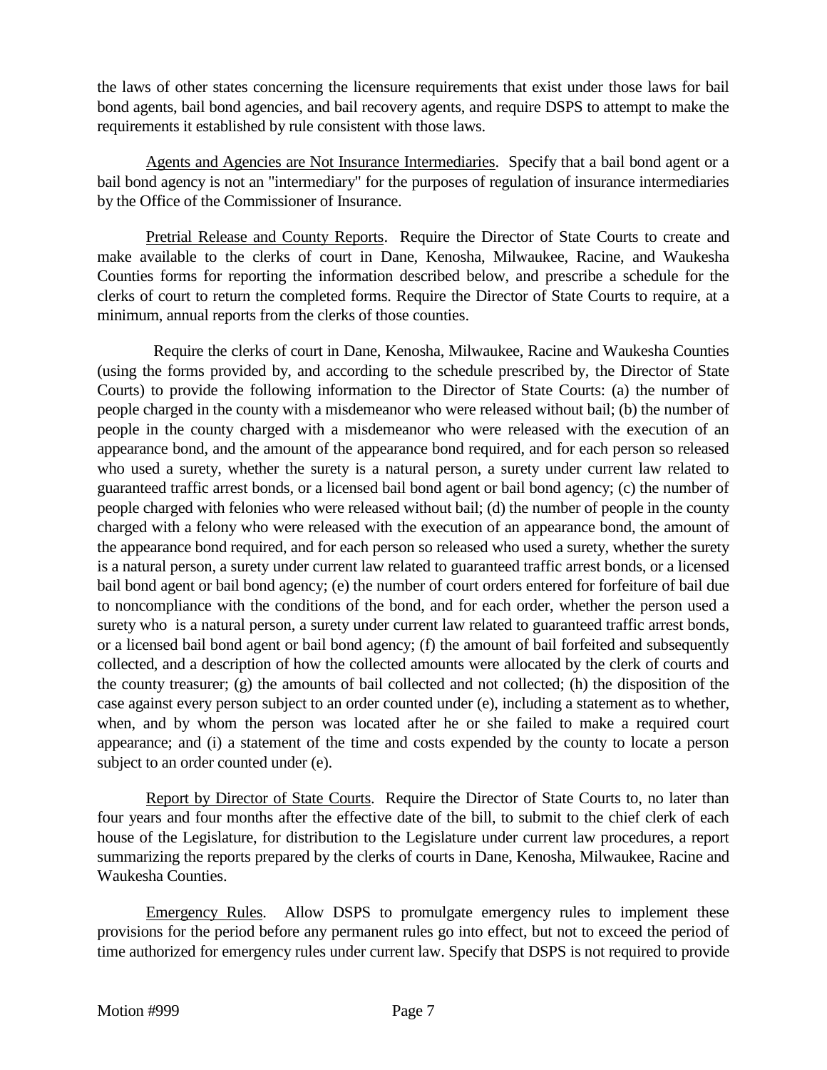the laws of other states concerning the licensure requirements that exist under those laws for bail bond agents, bail bond agencies, and bail recovery agents, and require DSPS to attempt to make the requirements it established by rule consistent with those laws.

Agents and Agencies are Not Insurance Intermediaries. Specify that a bail bond agent or a bail bond agency is not an "intermediary" for the purposes of regulation of insurance intermediaries by the Office of the Commissioner of Insurance.

Pretrial Release and County Reports. Require the Director of State Courts to create and make available to the clerks of court in Dane, Kenosha, Milwaukee, Racine, and Waukesha Counties forms for reporting the information described below, and prescribe a schedule for the clerks of court to return the completed forms. Require the Director of State Courts to require, at a minimum, annual reports from the clerks of those counties.

Require the clerks of court in Dane, Kenosha, Milwaukee, Racine and Waukesha Counties (using the forms provided by, and according to the schedule prescribed by, the Director of State Courts) to provide the following information to the Director of State Courts: (a) the number of people charged in the county with a misdemeanor who were released without bail; (b) the number of people in the county charged with a misdemeanor who were released with the execution of an appearance bond, and the amount of the appearance bond required, and for each person so released who used a surety, whether the surety is a natural person, a surety under current law related to guaranteed traffic arrest bonds, or a licensed bail bond agent or bail bond agency; (c) the number of people charged with felonies who were released without bail; (d) the number of people in the county charged with a felony who were released with the execution of an appearance bond, the amount of the appearance bond required, and for each person so released who used a surety, whether the surety is a natural person, a surety under current law related to guaranteed traffic arrest bonds, or a licensed bail bond agent or bail bond agency; (e) the number of court orders entered for forfeiture of bail due to noncompliance with the conditions of the bond, and for each order, whether the person used a surety who is a natural person, a surety under current law related to guaranteed traffic arrest bonds, or a licensed bail bond agent or bail bond agency; (f) the amount of bail forfeited and subsequently collected, and a description of how the collected amounts were allocated by the clerk of courts and the county treasurer; (g) the amounts of bail collected and not collected; (h) the disposition of the case against every person subject to an order counted under (e), including a statement as to whether, when, and by whom the person was located after he or she failed to make a required court appearance; and (i) a statement of the time and costs expended by the county to locate a person subject to an order counted under (e).

Report by Director of State Courts. Require the Director of State Courts to, no later than four years and four months after the effective date of the bill, to submit to the chief clerk of each house of the Legislature, for distribution to the Legislature under current law procedures, a report summarizing the reports prepared by the clerks of courts in Dane, Kenosha, Milwaukee, Racine and Waukesha Counties.

Emergency Rules. Allow DSPS to promulgate emergency rules to implement these provisions for the period before any permanent rules go into effect, but not to exceed the period of time authorized for emergency rules under current law. Specify that DSPS is not required to provide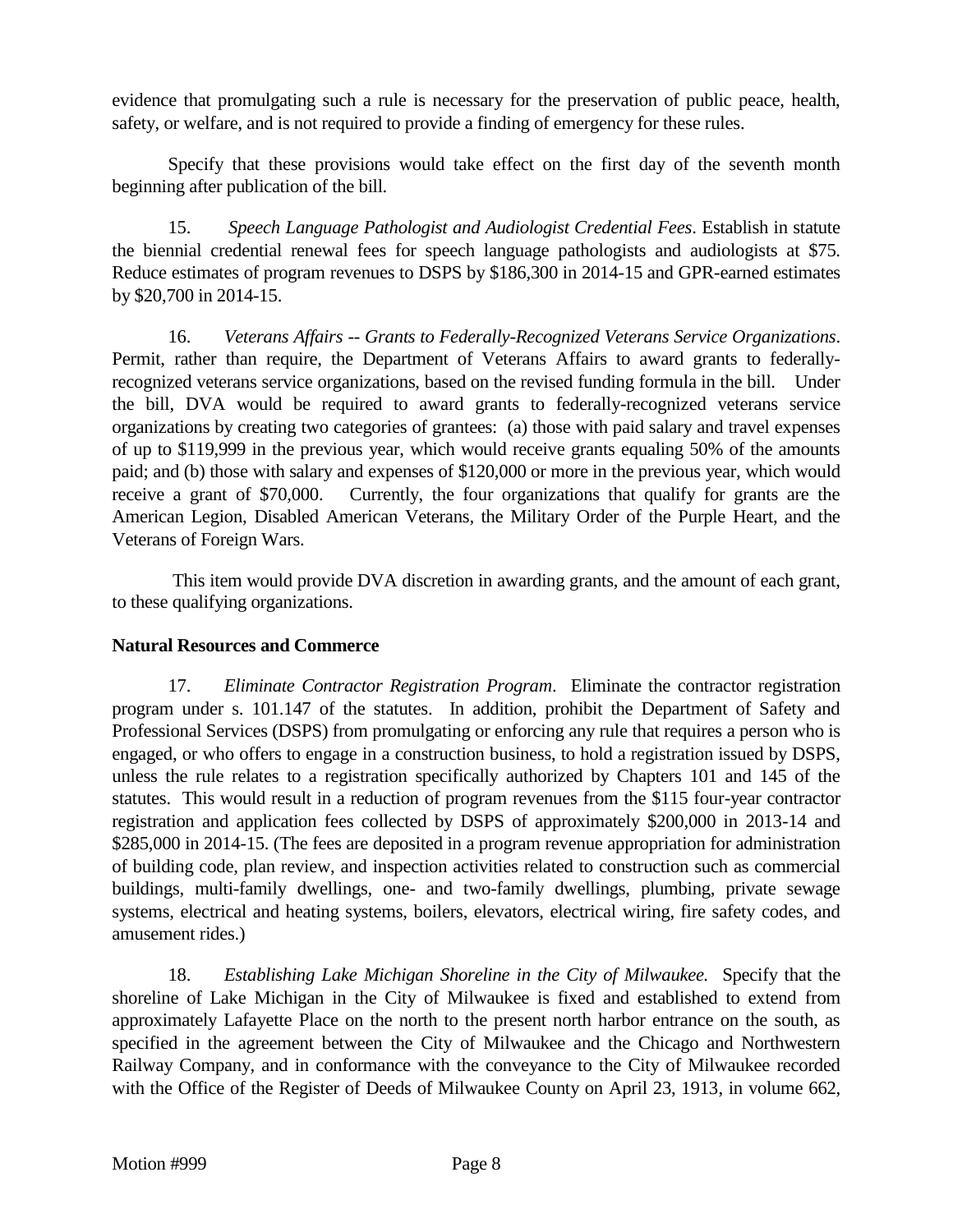evidence that promulgating such a rule is necessary for the preservation of public peace, health, safety, or welfare, and is not required to provide a finding of emergency for these rules.

Specify that these provisions would take effect on the first day of the seventh month beginning after publication of the bill.

15. *Speech Language Pathologist and Audiologist Credential Fees*. Establish in statute the biennial credential renewal fees for speech language pathologists and audiologists at $75. Reduce estimates of program revenues to DSPS by $186,300 in 2014-15 and GPR-earned estimates by $20,700 in 2014-15.

16. *Veterans Affairs -- Grants to Federally-Recognized Veterans Service Organizations*. Permit, rather than require, the Department of Veterans Affairs to award grants to federally-recognized veterans service organizations, based on the revised funding formula in the bill. Under the bill, DVA would be required to award grants to federally-recognized veterans service organizations by creating two categories of grantees: (a) those with paid salary and travel expenses of up to $119,999 in the previous year, which would receive grants equaling 50% of the amounts paid; and (b) those with salary and expenses of $120,000 or more in the previous year, which would receive a grant of $70,000. Currently, the four organizations that qualify for grants are the American Legion, Disabled American Veterans, the Military Order of the Purple Heart, and the Veterans of Foreign Wars.

This item would provide DVA discretion in awarding grants, and the amount of each grant, to these qualifying organizations.

**Natural Resources and Commerce**

17. *Eliminate Contractor Registration Program*. Eliminate the contractor registration program under s. 101.147 of the statutes. In addition, prohibit the Department of Safety and Professional Services (DSPS) from promulgating or enforcing any rule that requires a person who is engaged, or who offers to engage in a construction business, to hold a registration issued by DSPS, unless the rule relates to a registration specifically authorized by Chapters 101 and 145 of the statutes. This would result in a reduction of program revenues from the $115 four-year contractor registration and application fees collected by DSPS of approximately $200,000 in 2013-14 and $285,000 in 2014-15. (The fees are deposited in a program revenue appropriation for administration of building code, plan review, and inspection activities related to construction such as commercial buildings, multi-family dwellings, one- and two-family dwellings, plumbing, private sewage systems, electrical and heating systems, boilers, elevators, electrical wiring, fire safety codes, and amusement rides.)

18. *Establishing Lake Michigan Shoreline in the City of Milwaukee.* Specify that the shoreline of Lake Michigan in the City of Milwaukee is fixed and established to extend from approximately Lafayette Place on the north to the present north harbor entrance on the south, as specified in the agreement between the City of Milwaukee and the Chicago and Northwestern Railway Company, and in conformance with the conveyance to the City of Milwaukee recorded with the Office of the Register of Deeds of Milwaukee County on April 23, 1913, in volume 662,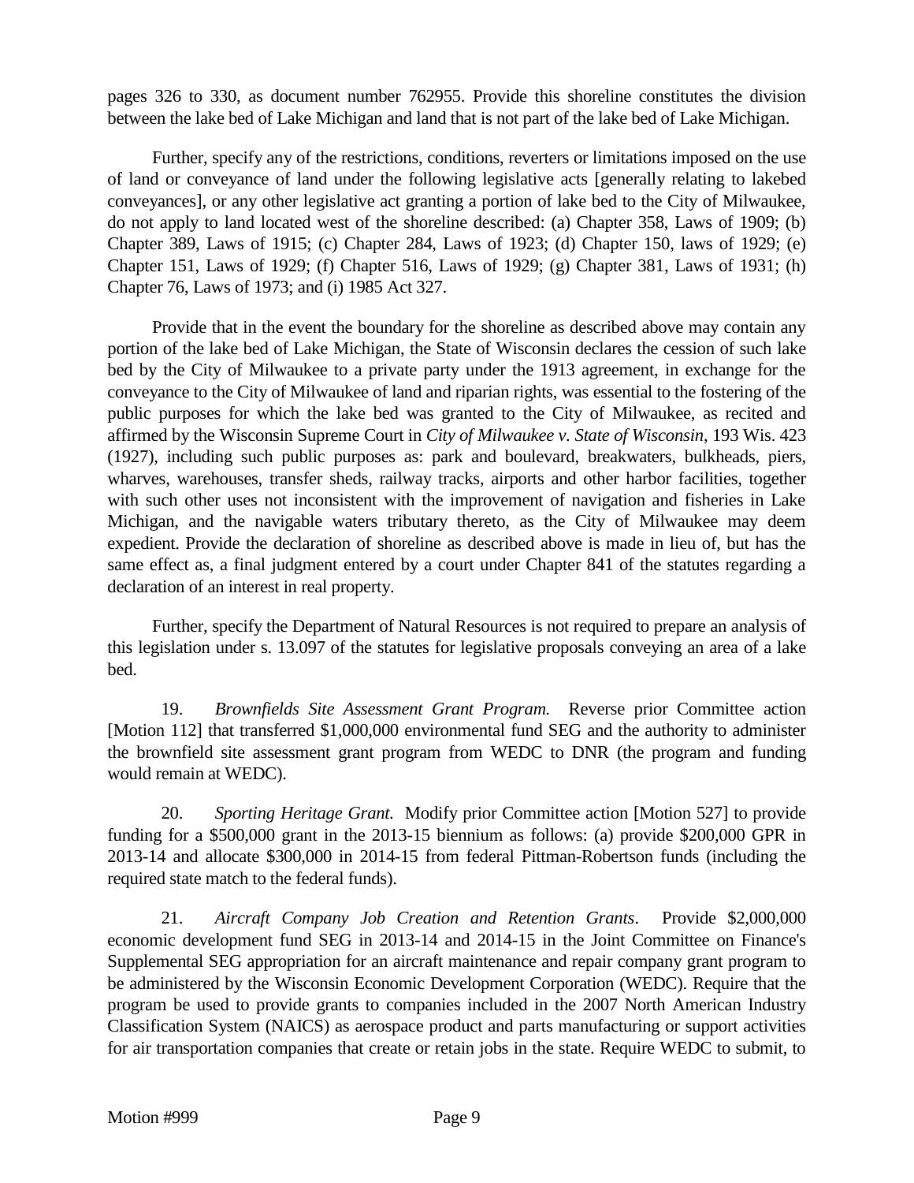pages 326 to 330, as document number 762955. Provide this shoreline constitutes the division between the lake bed of Lake Michigan and land that is not part of the lake bed of Lake Michigan.

Further, specify any of the restrictions, conditions, reverters or limitations imposed on the use of land or conveyance of land under the following legislative acts [generally relating to lakebed conveyances], or any other legislative act granting a portion of lake bed to the City of Milwaukee, do not apply to land located west of the shoreline described: (a) Chapter 358, Laws of 1909; (b) Chapter 389, Laws of 1915; (c) Chapter 284, Laws of 1923; (d) Chapter 150, laws of 1929; (e) Chapter 151, Laws of 1929; (f) Chapter 516, Laws of 1929; (g) Chapter 381, Laws of 1931; (h) Chapter 76, Laws of 1973; and (i) 1985 Act 327.

Provide that in the event the boundary for the shoreline as described above may contain any portion of the lake bed of Lake Michigan, the State of Wisconsin declares the cession of such lake bed by the City of Milwaukee to a private party under the 1913 agreement, in exchange for the conveyance to the City of Milwaukee of land and riparian rights, was essential to the fostering of the public purposes for which the lake bed was granted to the City of Milwaukee, as recited and affirmed by the Wisconsin Supreme Court in *City of Milwaukee v. State of Wisconsin*, 193 Wis. 423 (1927), including such public purposes as: park and boulevard, breakwaters, bulkheads, piers, wharves, warehouses, transfer sheds, railway tracks, airports and other harbor facilities, together with such other uses not inconsistent with the improvement of navigation and fisheries in Lake Michigan, and the navigable waters tributary thereto, as the City of Milwaukee may deem expedient. Provide the declaration of shoreline as described above is made in lieu of, but has the same effect as, a final judgment entered by a court under Chapter 841 of the statutes regarding a declaration of an interest in real property.

Further, specify the Department of Natural Resources is not required to prepare an analysis of this legislation under s. 13.097 of the statutes for legislative proposals conveying an area of a lake bed.

19. *Brownfields Site Assessment Grant Program.* Reverse prior Committee action [Motion 112] that transferred $1,000,000 environmental fund SEG and the authority to administer the brownfield site assessment grant program from WEDC to DNR (the program and funding would remain at WEDC).

20. *Sporting Heritage Grant.* Modify prior Committee action [Motion 527] to provide funding for a $500,000 grant in the 2013-15 biennium as follows: (a) provide $200,000 GPR in 2013-14 and allocate $300,000 in 2014-15 from federal Pittman-Robertson funds (including the required state match to the federal funds).

21. *Aircraft Company Job Creation and Retention Grants*. Provide $2,000,000 economic development fund SEG in 2013-14 and 2014-15 in the Joint Committee on Finance's Supplemental SEG appropriation for an aircraft maintenance and repair company grant program to be administered by the Wisconsin Economic Development Corporation (WEDC). Require that the program be used to provide grants to companies included in the 2007 North American Industry Classification System (NAICS) as aerospace product and parts manufacturing or support activities for air transportation companies that create or retain jobs in the state. Require WEDC to submit, to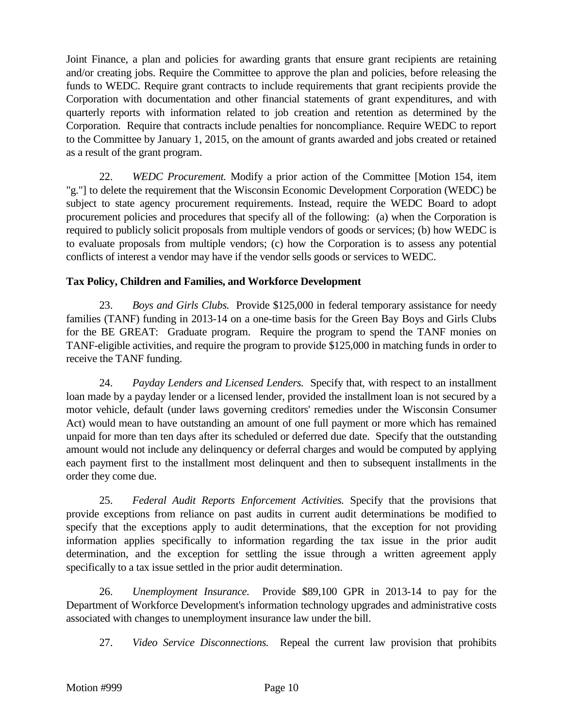Joint Finance, a plan and policies for awarding grants that ensure grant recipients are retaining and/or creating jobs. Require the Committee to approve the plan and policies, before releasing the funds to WEDC. Require grant contracts to include requirements that grant recipients provide the Corporation with documentation and other financial statements of grant expenditures, and with quarterly reports with information related to job creation and retention as determined by the Corporation. Require that contracts include penalties for noncompliance. Require WEDC to report to the Committee by January 1, 2015, on the amount of grants awarded and jobs created or retained as a result of the grant program.

22. *WEDC Procurement.* Modify a prior action of the Committee [Motion 154, item "g."] to delete the requirement that the Wisconsin Economic Development Corporation (WEDC) be subject to state agency procurement requirements. Instead, require the WEDC Board to adopt procurement policies and procedures that specify all of the following: (a) when the Corporation is required to publicly solicit proposals from multiple vendors of goods or services; (b) how WEDC is to evaluate proposals from multiple vendors; (c) how the Corporation is to assess any potential conflicts of interest a vendor may have if the vendor sells goods or services to WEDC.

**Tax Policy, Children and Families, and Workforce Development**

23. *Boys and Girls Clubs.* Provide $125,000 in federal temporary assistance for needy families (TANF) funding in 2013-14 on a one-time basis for the Green Bay Boys and Girls Clubs for the BE GREAT: Graduate program. Require the program to spend the TANF monies on TANF-eligible activities, and require the program to provide $125,000 in matching funds in order to receive the TANF funding.

24. *Payday Lenders and Licensed Lenders.* Specify that, with respect to an installment loan made by a payday lender or a licensed lender, provided the installment loan is not secured by a motor vehicle, default (under laws governing creditors' remedies under the Wisconsin Consumer Act) would mean to have outstanding an amount of one full payment or more which has remained unpaid for more than ten days after its scheduled or deferred due date. Specify that the outstanding amount would not include any delinquency or deferral charges and would be computed by applying each payment first to the installment most delinquent and then to subsequent installments in the order they come due.

25. *Federal Audit Reports Enforcement Activities.* Specify that the provisions that provide exceptions from reliance on past audits in current audit determinations be modified to specify that the exceptions apply to audit determinations, that the exception for not providing information applies specifically to information regarding the tax issue in the prior audit determination, and the exception for settling the issue through a written agreement apply specifically to a tax issue settled in the prior audit determination.

26. *Unemployment Insurance.* Provide $89,100 GPR in 2013-14 to pay for the Department of Workforce Development's information technology upgrades and administrative costs associated with changes to unemployment insurance law under the bill.

27. *Video Service Disconnections.* Repeal the current law provision that prohibits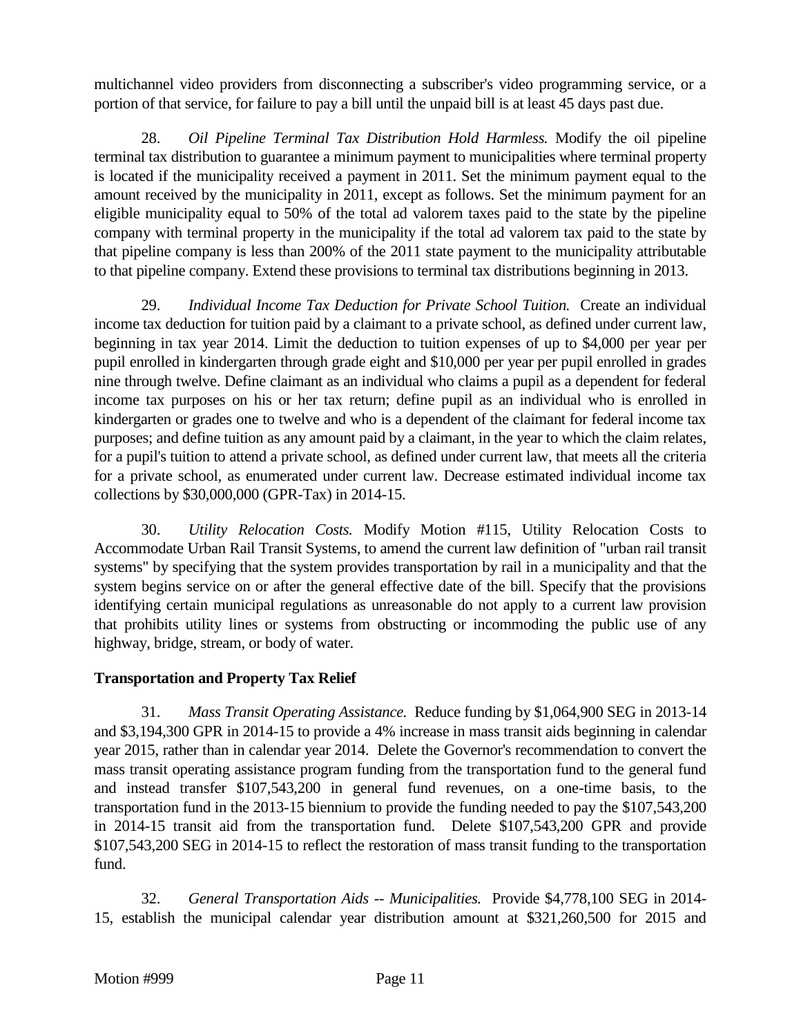multichannel video providers from disconnecting a subscriber's video programming service, or a portion of that service, for failure to pay a bill until the unpaid bill is at least 45 days past due.

28. *Oil Pipeline Terminal Tax Distribution Hold Harmless.* Modify the oil pipeline terminal tax distribution to guarantee a minimum payment to municipalities where terminal property is located if the municipality received a payment in 2011. Set the minimum payment equal to the amount received by the municipality in 2011, except as follows. Set the minimum payment for an eligible municipality equal to 50% of the total ad valorem taxes paid to the state by the pipeline company with terminal property in the municipality if the total ad valorem tax paid to the state by that pipeline company is less than 200% of the 2011 state payment to the municipality attributable to that pipeline company. Extend these provisions to terminal tax distributions beginning in 2013.

29. *Individual Income Tax Deduction for Private School Tuition.* Create an individual income tax deduction for tuition paid by a claimant to a private school, as defined under current law, beginning in tax year 2014. Limit the deduction to tuition expenses of up to $4,000 per year per pupil enrolled in kindergarten through grade eight and $10,000 per year per pupil enrolled in grades nine through twelve. Define claimant as an individual who claims a pupil as a dependent for federal income tax purposes on his or her tax return; define pupil as an individual who is enrolled in kindergarten or grades one to twelve and who is a dependent of the claimant for federal income tax purposes; and define tuition as any amount paid by a claimant, in the year to which the claim relates, for a pupil's tuition to attend a private school, as defined under current law, that meets all the criteria for a private school, as enumerated under current law. Decrease estimated individual income tax collections by $30,000,000 (GPR-Tax) in 2014-15.

30. *Utility Relocation Costs.* Modify Motion #115, Utility Relocation Costs to Accommodate Urban Rail Transit Systems, to amend the current law definition of "urban rail transit systems" by specifying that the system provides transportation by rail in a municipality and that the system begins service on or after the general effective date of the bill. Specify that the provisions identifying certain municipal regulations as unreasonable do not apply to a current law provision that prohibits utility lines or systems from obstructing or incommoding the public use of any highway, bridge, stream, or body of water.

**Transportation and Property Tax Relief**

31. *Mass Transit Operating Assistance.* Reduce funding by $1,064,900 SEG in 2013-14 and $3,194,300 GPR in 2014-15 to provide a 4% increase in mass transit aids beginning in calendar year 2015, rather than in calendar year 2014. Delete the Governor's recommendation to convert the mass transit operating assistance program funding from the transportation fund to the general fund and instead transfer $107,543,200 in general fund revenues, on a one-time basis, to the transportation fund in the 2013-15 biennium to provide the funding needed to pay the $107,543,200 in 2014-15 transit aid from the transportation fund. Delete $107,543,200 GPR and provide $107,543,200 SEG in 2014-15 to reflect the restoration of mass transit funding to the transportation fund.

32. *General Transportation Aids -- Municipalities.* Provide $4,778,100 SEG in 2014-15, establish the municipal calendar year distribution amount at $321,260,500 for 2015 and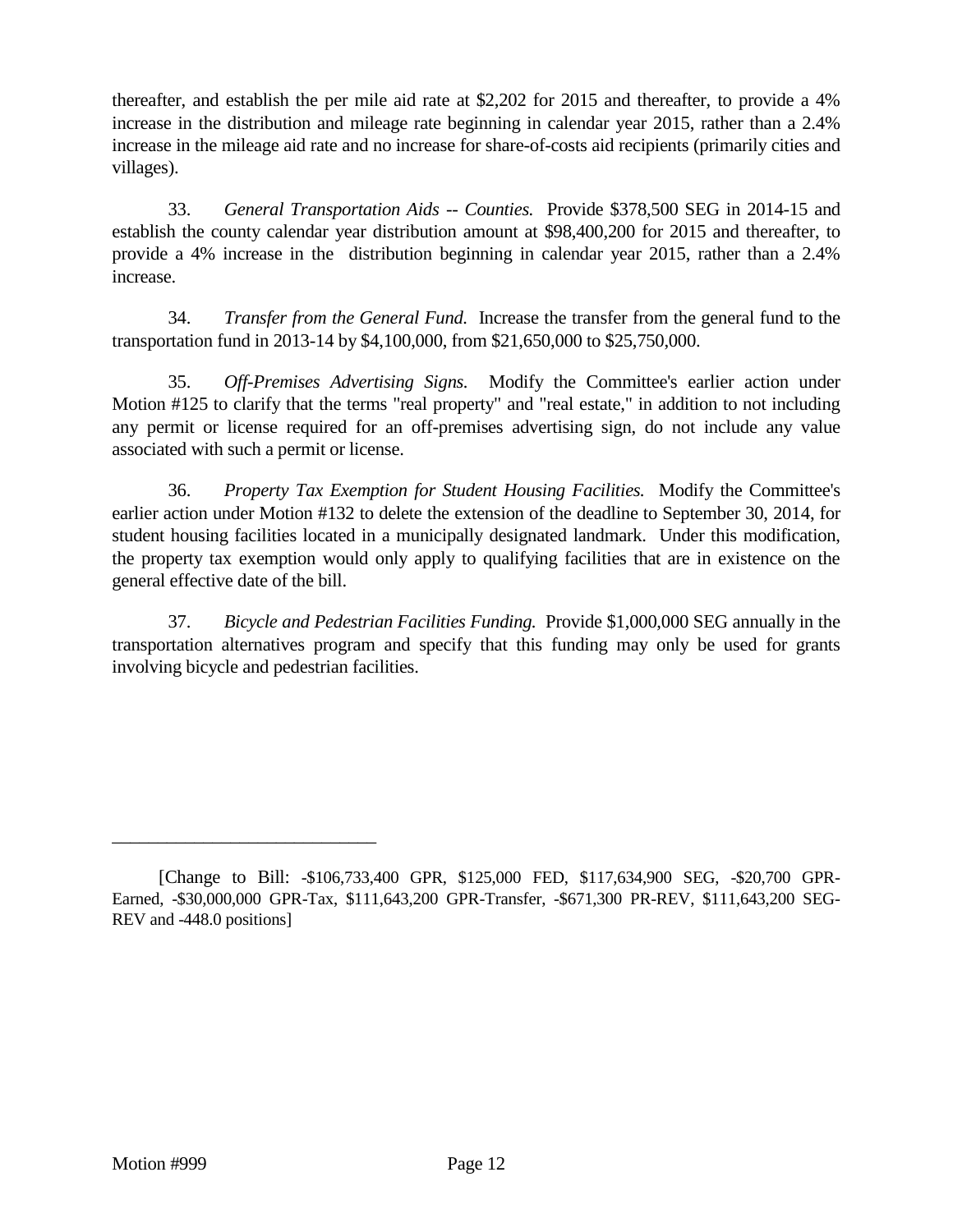thereafter, and establish the per mile aid rate at $2,202 for 2015 and thereafter, to provide a 4% increase in the distribution and mileage rate beginning in calendar year 2015, rather than a 2.4% increase in the mileage aid rate and no increase for share-of-costs aid recipients (primarily cities and villages).

33. *General Transportation Aids -- Counties.* Provide $378,500 SEG in 2014-15 and establish the county calendar year distribution amount at $98,400,200 for 2015 and thereafter, to provide a 4% increase in the distribution beginning in calendar year 2015, rather than a 2.4% increase.

34. *Transfer from the General Fund.* Increase the transfer from the general fund to the transportation fund in 2013-14 by $4,100,000, from $21,650,000 to $25,750,000.

35. *Off-Premises Advertising Signs.* Modify the Committee's earlier action under Motion #125 to clarify that the terms "real property" and "real estate," in addition to not including any permit or license required for an off-premises advertising sign, do not include any value associated with such a permit or license.

36. *Property Tax Exemption for Student Housing Facilities.* Modify the Committee's earlier action under Motion #132 to delete the extension of the deadline to September 30, 2014, for student housing facilities located in a municipally designated landmark. Under this modification, the property tax exemption would only apply to qualifying facilities that are in existence on the general effective date of the bill.

37. *Bicycle and Pedestrian Facilities Funding.* Provide $1,000,000 SEG annually in the transportation alternatives program and specify that this funding may only be used for grants involving bicycle and pedestrian facilities.

---

[Change to Bill: -$106,733,400 GPR, $125,000 FED, $117,634,900 SEG, -$20,700 GPR-Earned, -$30,000,000 GPR-Tax, $111,643,200 GPR-Transfer, -$671,300 PR-REV, $111,643,200 SEG-REV and -448.0 positions]

Motion #999